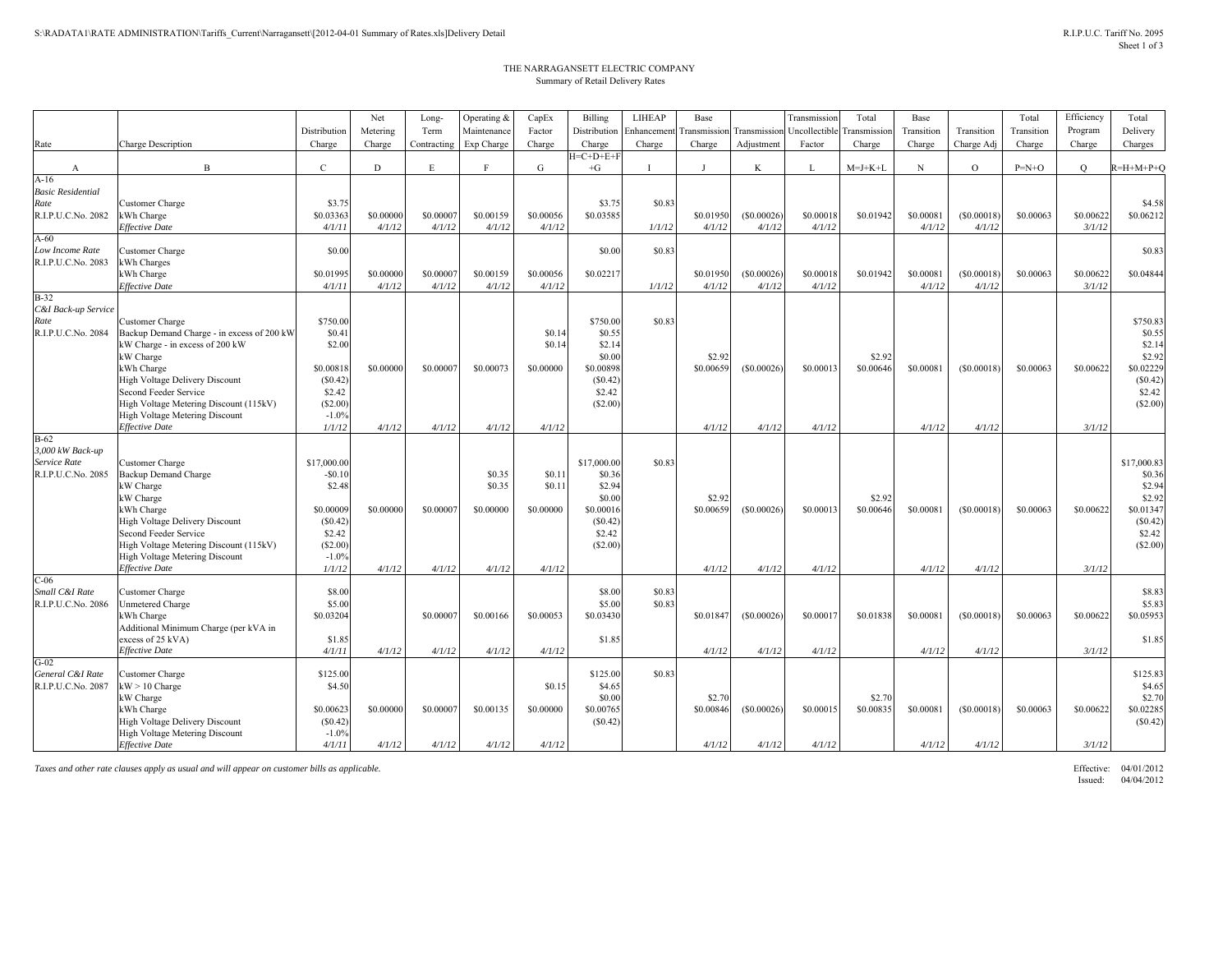# THE NARRAGANSETT ELECTRIC COMPANY

## Summary of Retail Delivery Rates

| Rate | Charge Description | Distribution Charge | Net Metering Charge | Long-Term Contracting | Operating & Maintenance Exp Charge | CapEx Factor Charge | Billing Distribution Charge | LIHEAP Enhancement Charge | Base Transmission Charge | Transmission Adjustment | Transmission Uncollectible Factor | Total Transmission Charge | Base Transition Charge | Transition Charge Adj | Total Transition Charge | Efficiency Program Charge | Total Delivery Charges |
|---|---|---|---|---|---|---|---|---|---|---|---|---|---|---|---|---|---|
| A | B | C | D | E | F | G | H=C+D+E+F+G | I | J | K | L | M=J+K+L | N | O | P=N+O | Q | R=H+M+P+Q |
| A-16 | | | | | | | | | | | | | | | | | |
| *Basic Residential Rate* | Customer Charge | $3.75 | | | | | $3.75 | $0.83 | | | | | | | | | $4.58 |
| R.I.P.U.C.No. 2082 | kWh Charge | $0.03363 | $0.00000 | $0.00007 | $0.00159 | $0.00056 | $0.03585 | | $0.01950 | ($0.00026) | $0.00018 | $0.01942 | $0.00081 | ($0.00018) | $0.00063 | $0.00622 | $0.06212 |
| | *Effective Date* | *4/1/11* | *4/1/12* | *4/1/12* | *4/1/12* | *4/1/12* | | *1/1/12* | *4/1/12* | *4/1/12* | *4/1/12* | | *4/1/12* | *4/1/12* | | *3/1/12* | |
| A-60 | | | | | | | | | | | | | | | | | |
| *Low Income Rate* | Customer Charge | $0.00 | | | | | $0.00 | $0.83 | | | | | | | | | $0.83 |
| R.I.P.U.C.No. 2083 | kWh Charges | | | | | | | | | | | | | | | | |
| | kWh Charge | $0.01995 | $0.00000 | $0.00007 | $0.00159 | $0.00056 | $0.02217 | | $0.01950 | ($0.00026) | $0.00018 | $0.01942 | $0.00081 | ($0.00018) | $0.00063 | $0.00622 | $0.04844 |
| | *Effective Date* | *4/1/11* | *4/1/12* | *4/1/12* | *4/1/12* | *4/1/12* | | *1/1/12* | *4/1/12* | *4/1/12* | *4/1/12* | | *4/1/12* | *4/1/12* | | *3/1/12* | |
| B-32 | | | | | | | | | | | | | | | | | |
| *C&I Back-up Service Rate* | Customer Charge | $750.00 | | | | | $750.00 | $0.83 | | | | | | | | | $750.83 |
| R.I.P.U.C.No. 2084 | Backup Demand Charge - in excess of 200 kW | $0.41 | | | | $0.14 | $0.55 | | | | | | | | | | $0.55 |
| | kW Charge - in excess of 200 kW | $2.00 | | | | $0.14 | $2.14 | | | | | | | | | | $2.14 |
| | kW Charge | | | | | | $0.00 | | $2.92 | | | $2.92 | | | | | $2.92 |
| | kWh Charge | $0.00818 | $0.00000 | $0.00007 | $0.00073 | $0.00000 | $0.00898 | | $0.00659 | ($0.00026) | $0.00013 | $0.00646 | $0.00081 | ($0.00018) | $0.00063 | $0.00622 | $0.02229 |
| | High Voltage Delivery Discount | ($0.42) | | | | | ($0.42) | | | | | | | | | | ($0.42) |
| | Second Feeder Service | $2.42 | | | | | $2.42 | | | | | | | | | | $2.42 |
| | High Voltage Metering Discount (115kV) | ($2.00) | | | | | ($2.00) | | | | | | | | | | ($2.00) |
| | High Voltage Metering Discount | -1.0% | | | | | | | | | | | | | | | |
| | *Effective Date* | *1/1/12* | *4/1/12* | *4/1/12* | *4/1/12* | *4/1/12* | | | *4/1/12* | *4/1/12* | *4/1/12* | | *4/1/12* | *4/1/12* | | *3/1/12* | |
| B-62 | | | | | | | | | | | | | | | | | |
| *3,000 kW Back-up Service Rate* | Customer Charge | $17,000.00 | | | | | $17,000.00 | $0.83 | | | | | | | | | $17,000.83 |
| R.I.P.U.C.No. 2085 | Backup Demand Charge | -$0.10 | | | $0.35 | $0.11 | $0.36 | | | | | | | | | | $0.36 |
| | kW Charge | $2.48 | | | $0.35 | $0.11 | $2.94 | | | | | | | | | | $2.94 |
| | kW Charge | | | | | | $0.00 | | $2.92 | | | $2.92 | | | | | $2.92 |
| | kWh Charge | $0.00009 | $0.00000 | $0.00007 | $0.00000 | $0.00000 | $0.00016 | | $0.00659 | ($0.00026) | $0.00013 | $0.00646 | $0.00081 | ($0.00018) | $0.00063 | $0.00622 | $0.01347 |
| | High Voltage Delivery Discount | ($0.42) | | | | | ($0.42) | | | | | | | | | | ($0.42) |
| | Second Feeder Service | $2.42 | | | | | $2.42 | | | | | | | | | | $2.42 |
| | High Voltage Metering Discount (115kV) | ($2.00) | | | | | ($2.00) | | | | | | | | | | ($2.00) |
| | High Voltage Metering Discount | -1.0% | | | | | | | | | | | | | | | |
| | *Effective Date* | *1/1/12* | *4/1/12* | *4/1/12* | *4/1/12* | *4/1/12* | | | *4/1/12* | *4/1/12* | *4/1/12* | | *4/1/12* | *4/1/12* | | *3/1/12* | |
| C-06 | | | | | | | | | | | | | | | | | |
| *Small C&I Rate* | Customer Charge | $8.00 | | | | | $8.00 | $0.83 | | | | | | | | | $8.83 |
| R.I.P.U.C.No. 2086 | Unmetered Charge | $5.00 | | | | | $5.00 | $0.83 | | | | | | | | | $5.83 |
| | kWh Charge | $0.03204 | | $0.00007 | $0.00166 | $0.00053 | $0.03430 | | $0.01847 | ($0.00026) | $0.00017 | $0.01838 | $0.00081 | ($0.00018) | $0.00063 | $0.00622 | $0.05953 |
| | Additional Minimum Charge (per kVA in excess of 25 kVA) | $1.85 | | | | | $1.85 | | | | | | | | | | $1.85 |
| | *Effective Date* | *4/1/11* | *4/1/12* | *4/1/12* | *4/1/12* | *4/1/12* | | | *4/1/12* | *4/1/12* | *4/1/12* | | *4/1/12* | *4/1/12* | | *3/1/12* | |
| G-02 | | | | | | | | | | | | | | | | | |
| *General C&I Rate* | Customer Charge | $125.00 | | | | | $125.00 | $0.83 | | | | | | | | | $125.83 |
| R.I.P.U.C.No. 2087 | kW > 10 Charge | $4.50 | | | | $0.15 | $4.65 | | | | | | | | | | $4.65 |
| | kW Charge | | | | | | $0.00 | | $2.70 | | | $2.70 | | | | | $2.70 |
| | kWh Charge | $0.00623 | $0.00000 | $0.00007 | $0.00135 | $0.00000 | $0.00765 | | $0.00846 | ($0.00026) | $0.00015 | $0.00835 | $0.00081 | ($0.00018) | $0.00063 | $0.00622 | $0.02285 |
| | High Voltage Delivery Discount | ($0.42) | | | | | ($0.42) | | | | | | | | | | ($0.42) |
| | High Voltage Metering Discount | -1.0% | | | | | | | | | | | | | | | |
| | *Effective Date* | *4/1/11* | *4/1/12* | *4/1/12* | *4/1/12* | *4/1/12* | | | *4/1/12* | *4/1/12* | *4/1/12* | | *4/1/12* | *4/1/12* | | *3/1/12* | |

*Taxes and other rate clauses apply as usual and will appear on customer bills as applicable.*

Effective: 04/01/2012
Issued: 04/04/2012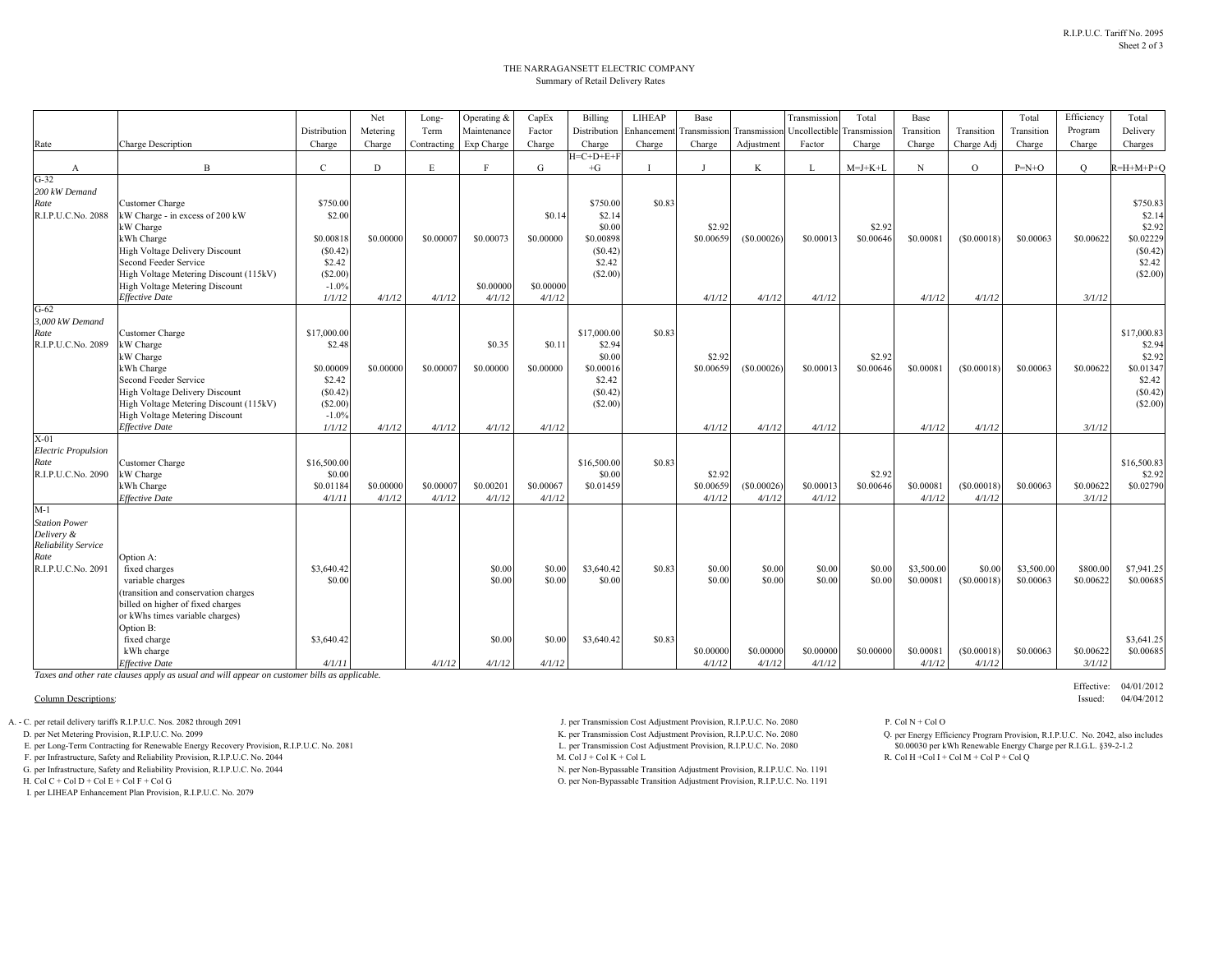R.I.P.U.C. Tariff No. 2095
Sheet 2 of 3

# THE NARRAGANSETT ELECTRIC COMPANY

## Summary of Retail Delivery Rates

| Rate | Charge Description | Distribution Charge | Net Metering Charge | Long-Term Contracting | Operating & Maintenance Exp Charge | CapEx Factor Charge | Billing Distribution Charge | LIHEAP Enhancement Charge | Base Transmission Charge | Transmission Adjustment | Transmission Uncollectible Factor | Total Transmission Charge | Base Transition Charge | Transition Charge Adj | Total Transition Charge | Efficiency Program Charge | Total Delivery Charges |
|---|---|---|---|---|---|---|---|---|---|---|---|---|---|---|---|---|---|
| A | B | C | D | E | F | G | H=C+D+E+F +G | I | J | K | L | M=J+K+L | N | O | P=N+O | Q | R=H+M+P+Q |
| G-32 | | | | | | | | | | | | | | | | | |
| *200 kW Demand* | | | | | | | | | | | | | | | | | |
| *Rate* | Customer Charge | $750.00 | | | | | $750.00 | $0.83 | | | | | | | | | $750.83 |
| R.I.P.U.C.No. 2088 | kW Charge - in excess of 200 kW | $2.00 | | | | $0.14 | $2.14 | | | | | | | | | | $2.14 |
| | kW Charge | | | | | | $0.00 | | $2.92 | | | $2.92 | | | | | $2.92 |
| | kWh Charge | $0.00818 | $0.00000 | $0.00007 | $0.00073 | $0.00000 | $0.00898 | | $0.00659 | ($0.00026) | $0.00013 | $0.00646 | $0.00081 | ($0.00018) | $0.00063 | $0.00622 | $0.02229 |
| | High Voltage Delivery Discount | ($0.42) | | | | | ($0.42) | | | | | | | | | | ($0.42) |
| | Second Feeder Service | $2.42 | | | | | $2.42 | | | | | | | | | | $2.42 |
| | High Voltage Metering Discount (115kV) | ($2.00) | | | | | ($2.00) | | | | | | | | | | ($2.00) |
| | High Voltage Metering Discount | -1.0% | | | $0.00000 | $0.00000 | | | | | | | | | | | |
| | *Effective Date* | *1/1/12* | *4/1/12* | *4/1/12* | *4/1/12* | *4/1/12* | | | *4/1/12* | *4/1/12* | *4/1/12* | | *4/1/12* | *4/1/12* | | *3/1/12* | |
| G-62 | | | | | | | | | | | | | | | | | |
| *3,000 kW Demand* | | | | | | | | | | | | | | | | | |
| *Rate* | Customer Charge | $17,000.00 | | | | | $17,000.00 | $0.83 | | | | | | | | | $17,000.83 |
| R.I.P.U.C.No. 2089 | kW Charge | $2.48 | | | $0.35 | $0.11 | $2.94 | | | | | | | | | | $2.94 |
| | kW Charge | | | | | | $0.00 | | $2.92 | | | $2.92 | | | | | $2.92 |
| | kWh Charge | $0.00009 | $0.00000 | $0.00007 | $0.00000 | $0.00000 | $0.00016 | | $0.00659 | ($0.00026) | $0.00013 | $0.00646 | $0.00081 | ($0.00018) | $0.00063 | $0.00622 | $0.01347 |
| | Second Feeder Service | $2.42 | | | | | $2.42 | | | | | | | | | | $2.42 |
| | High Voltage Delivery Discount | ($0.42) | | | | | ($0.42) | | | | | | | | | | ($0.42) |
| | High Voltage Metering Discount (115kV) | ($2.00) | | | | | ($2.00) | | | | | | | | | | ($2.00) |
| | High Voltage Metering Discount | -1.0% | | | | | | | | | | | | | | | |
| | *Effective Date* | *1/1/12* | *4/1/12* | *4/1/12* | *4/1/12* | *4/1/12* | | | *4/1/12* | *4/1/12* | *4/1/12* | | *4/1/12* | *4/1/12* | | *3/1/12* | |
| X-01 | | | | | | | | | | | | | | | | | |
| *Electric Propulsion* | | | | | | | | | | | | | | | | | |
| *Rate* | Customer Charge | $16,500.00 | | | | | $16,500.00 | $0.83 | | | | | | | | | $16,500.83 |
| R.I.P.U.C.No. 2090 | kW Charge | $0.00 | | | | | $0.00 | | $2.92 | | | $2.92 | | | | | $2.92 |
| | kWh Charge | $0.01184 | $0.00000 | $0.00007 | $0.00201 | $0.00067 | $0.01459 | | $0.00659 | ($0.00026) | $0.00013 | $0.00646 | $0.00081 | ($0.00018) | $0.00063 | $0.00622 | $0.02790 |
| | *Effective Date* | *4/1/11* | *4/1/12* | *4/1/12* | *4/1/12* | *4/1/12* | | | *4/1/12* | *4/1/12* | *4/1/12* | | *4/1/12* | *4/1/12* | | *3/1/12* | |
| M-1 | | | | | | | | | | | | | | | | | |
| *Station Power Delivery & Reliability Service* | | | | | | | | | | | | | | | | | |
| *Rate* | Option A: | | | | | | | | | | | | | | | | |
| R.I.P.U.C.No. 2091 | fixed charges | $3,640.42 | | | $0.00 | $0.00 | $3,640.42 | $0.83 | $0.00 | $0.00 | $0.00 | $0.00 | $3,500.00 | $0.00 | $3,500.00 | $800.00 | $7,941.25 |
| | variable charges | $0.00 | | | $0.00 | $0.00 | $0.00 | | $0.00 | $0.00 | $0.00 | $0.00 | $0.00081 | ($0.00018) | $0.00063 | $0.00622 | $0.00685 |
| | (transition and conservation charges billed on higher of fixed charges or kWhs times variable charges) | | | | | | | | | | | | | | | | |
| | Option B: | | | | | | | | | | | | | | | | |
| | fixed charge | $3,640.42 | | | $0.00 | $0.00 | $3,640.42 | $0.83 | | | | | | | | | $3,641.25 |
| | kWh charge | | | | | | | | $0.00000 | $0.00000 | $0.00000 | $0.00000 | $0.00081 | ($0.00018) | $0.00063 | $0.00622 | $0.00685 |
| | *Effective Date* | *4/1/11* | | *4/1/12* | *4/1/12* | *4/1/12* | | | *4/1/12* | *4/1/12* | *4/1/12* | | *4/1/12* | *4/1/12* | | *3/1/12* | |

*Taxes and other rate clauses apply as usual and will appear on customer bills as applicable.*

Effective: 04/01/2012
Issued: 04/04/2012

Column Descriptions:

A. - C. per retail delivery tariffs R.I.P.U.C. Nos. 2082 through 2091
D. per Net Metering Provision, R.I.P.U.C. No. 2099
E. per Long-Term Contracting for Renewable Energy Recovery Provision, R.I.P.U.C. No. 2081
F. per Infrastructure, Safety and Reliability Provision, R.I.P.U.C. No. 2044
G. per Infrastructure, Safety and Reliability Provision, R.I.P.U.C. No. 2044
H. Col C + Col D + Col E + Col F + Col G
I. per LIHEAP Enhancement Plan Provision, R.I.P.U.C. No. 2079
J. per Transmission Cost Adjustment Provision, R.I.P.U.C. No. 2080
K. per Transmission Cost Adjustment Provision, R.I.P.U.C. No. 2080
L. per Transmission Cost Adjustment Provision, R.I.P.U.C. No. 2080
M. Col J + Col K + Col L
N. per Non-Bypassable Transition Adjustment Provision, R.I.P.U.C. No. 1191
O. per Non-Bypassable Transition Adjustment Provision, R.I.P.U.C. No. 1191
P. Col N + Col O
Q. per Energy Efficiency Program Provision, R.I.P.U.C. No. 2042, also includes $0.00030 per kWh Renewable Energy Charge per R.I.G.L. §39-2-1.2
R. Col H +Col I + Col M + Col P + Col Q